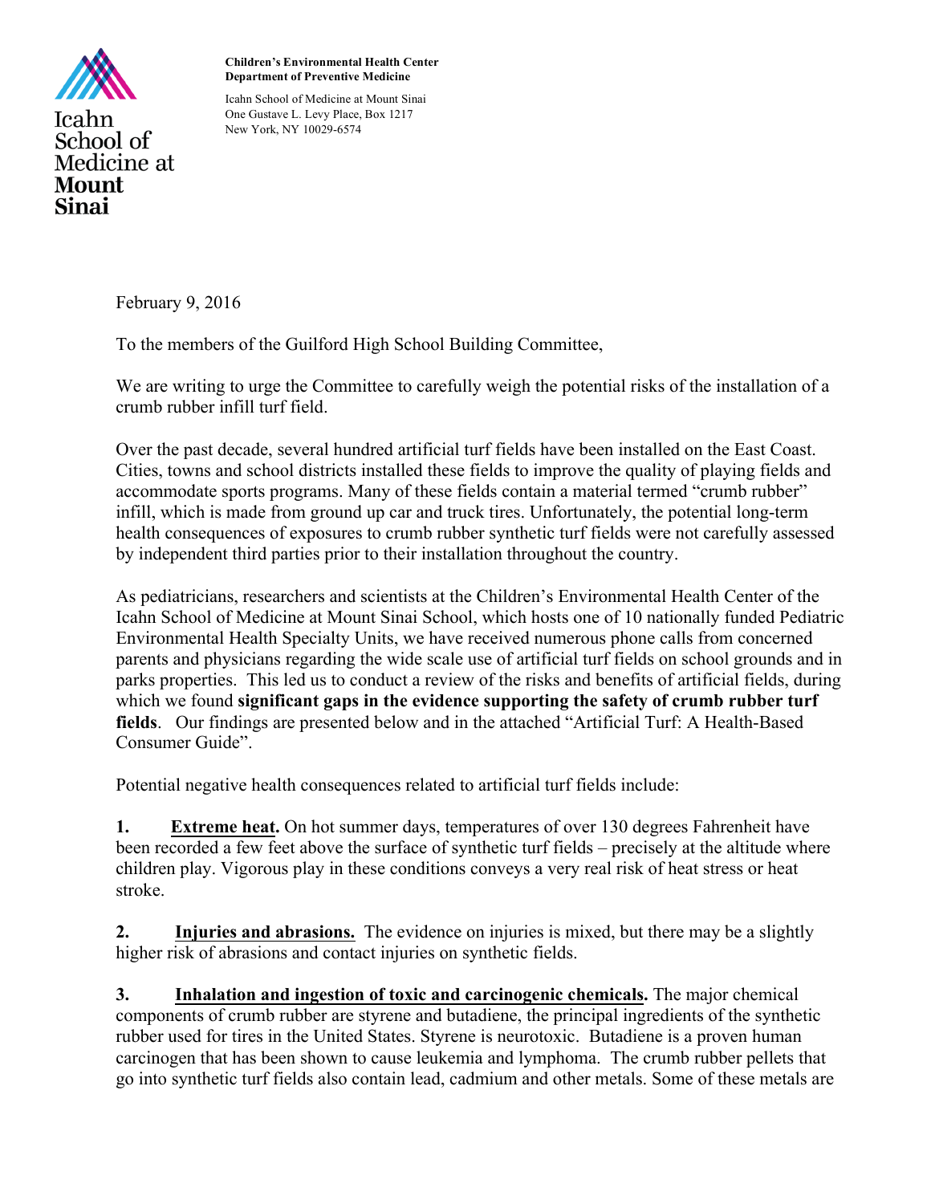Icahn School of Medicine at Mount Sinai

**Children's Environmental Health Center**
**Department of Preventive Medicine**

Icahn School of Medicine at Mount Sinai
One Gustave L. Levy Place, Box 1217
New York, NY 10029-6574

February 9, 2016

To the members of the Guilford High School Building Committee,

We are writing to urge the Committee to carefully weigh the potential risks of the installation of a crumb rubber infill turf field.

Over the past decade, several hundred artificial turf fields have been installed on the East Coast. Cities, towns and school districts installed these fields to improve the quality of playing fields and accommodate sports programs. Many of these fields contain a material termed "crumb rubber" infill, which is made from ground up car and truck tires. Unfortunately, the potential long-term health consequences of exposures to crumb rubber synthetic turf fields were not carefully assessed by independent third parties prior to their installation throughout the country.

As pediatricians, researchers and scientists at the Children's Environmental Health Center of the Icahn School of Medicine at Mount Sinai School, which hosts one of 10 nationally funded Pediatric Environmental Health Specialty Units, we have received numerous phone calls from concerned parents and physicians regarding the wide scale use of artificial turf fields on school grounds and in parks properties. This led us to conduct a review of the risks and benefits of artificial fields, during which we found **significant gaps in the evidence supporting the safety of crumb rubber turf fields**. Our findings are presented below and in the attached "Artificial Turf: A Health-Based Consumer Guide".

Potential negative health consequences related to artificial turf fields include:

**1. <u>Extreme heat</u>.** On hot summer days, temperatures of over 130 degrees Fahrenheit have been recorded a few feet above the surface of synthetic turf fields – precisely at the altitude where children play. Vigorous play in these conditions conveys a very real risk of heat stress or heat stroke.

**2. <u>Injuries and abrasions.</u>** The evidence on injuries is mixed, but there may be a slightly higher risk of abrasions and contact injuries on synthetic fields.

**3. <u>Inhalation and ingestion of toxic and carcinogenic chemicals</u>.** The major chemical components of crumb rubber are styrene and butadiene, the principal ingredients of the synthetic rubber used for tires in the United States. Styrene is neurotoxic. Butadiene is a proven human carcinogen that has been shown to cause leukemia and lymphoma. The crumb rubber pellets that go into synthetic turf fields also contain lead, cadmium and other metals. Some of these metals are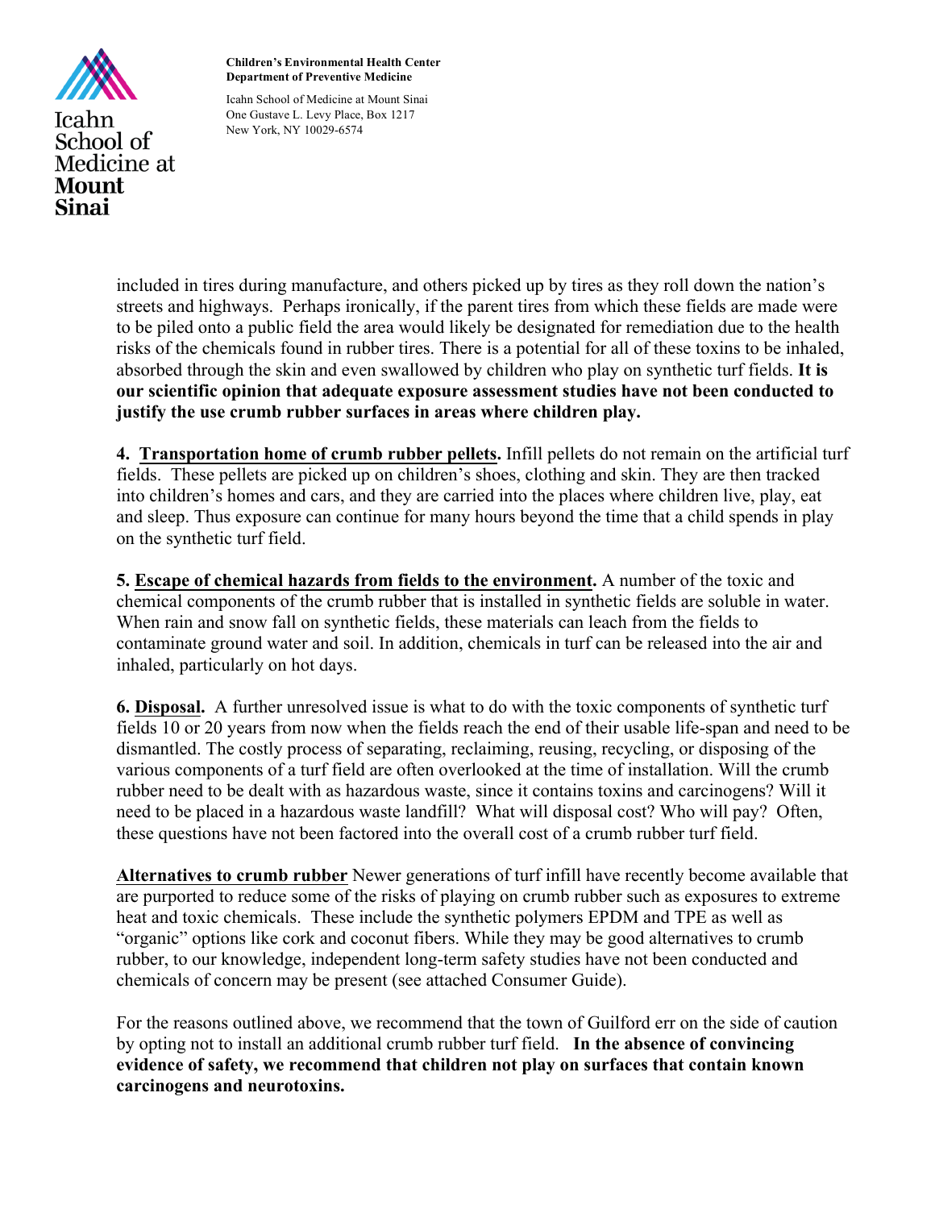included in tires during manufacture, and others picked up by tires as they roll down the nation's streets and highways. Perhaps ironically, if the parent tires from which these fields are made were to be piled onto a public field the area would likely be designated for remediation due to the health risks of the chemicals found in rubber tires. There is a potential for all of these toxins to be inhaled, absorbed through the skin and even swallowed by children who play on synthetic turf fields. **It is our scientific opinion that adequate exposure assessment studies have not been conducted to justify the use crumb rubber surfaces in areas where children play.**

**4. Transportation home of crumb rubber pellets.** Infill pellets do not remain on the artificial turf fields. These pellets are picked up on children's shoes, clothing and skin. They are then tracked into children's homes and cars, and they are carried into the places where children live, play, eat and sleep. Thus exposure can continue for many hours beyond the time that a child spends in play on the synthetic turf field.

**5. Escape of chemical hazards from fields to the environment.** A number of the toxic and chemical components of the crumb rubber that is installed in synthetic fields are soluble in water. When rain and snow fall on synthetic fields, these materials can leach from the fields to contaminate ground water and soil. In addition, chemicals in turf can be released into the air and inhaled, particularly on hot days.

**6. Disposal.** A further unresolved issue is what to do with the toxic components of synthetic turf fields 10 or 20 years from now when the fields reach the end of their usable life-span and need to be dismantled. The costly process of separating, reclaiming, reusing, recycling, or disposing of the various components of a turf field are often overlooked at the time of installation. Will the crumb rubber need to be dealt with as hazardous waste, since it contains toxins and carcinogens? Will it need to be placed in a hazardous waste landfill? What will disposal cost? Who will pay? Often, these questions have not been factored into the overall cost of a crumb rubber turf field.

**Alternatives to crumb rubber** Newer generations of turf infill have recently become available that are purported to reduce some of the risks of playing on crumb rubber such as exposures to extreme heat and toxic chemicals. These include the synthetic polymers EPDM and TPE as well as "organic" options like cork and coconut fibers. While they may be good alternatives to crumb rubber, to our knowledge, independent long-term safety studies have not been conducted and chemicals of concern may be present (see attached Consumer Guide).

For the reasons outlined above, we recommend that the town of Guilford err on the side of caution by opting not to install an additional crumb rubber turf field. **In the absence of convincing evidence of safety, we recommend that children not play on surfaces that contain known carcinogens and neurotoxins.**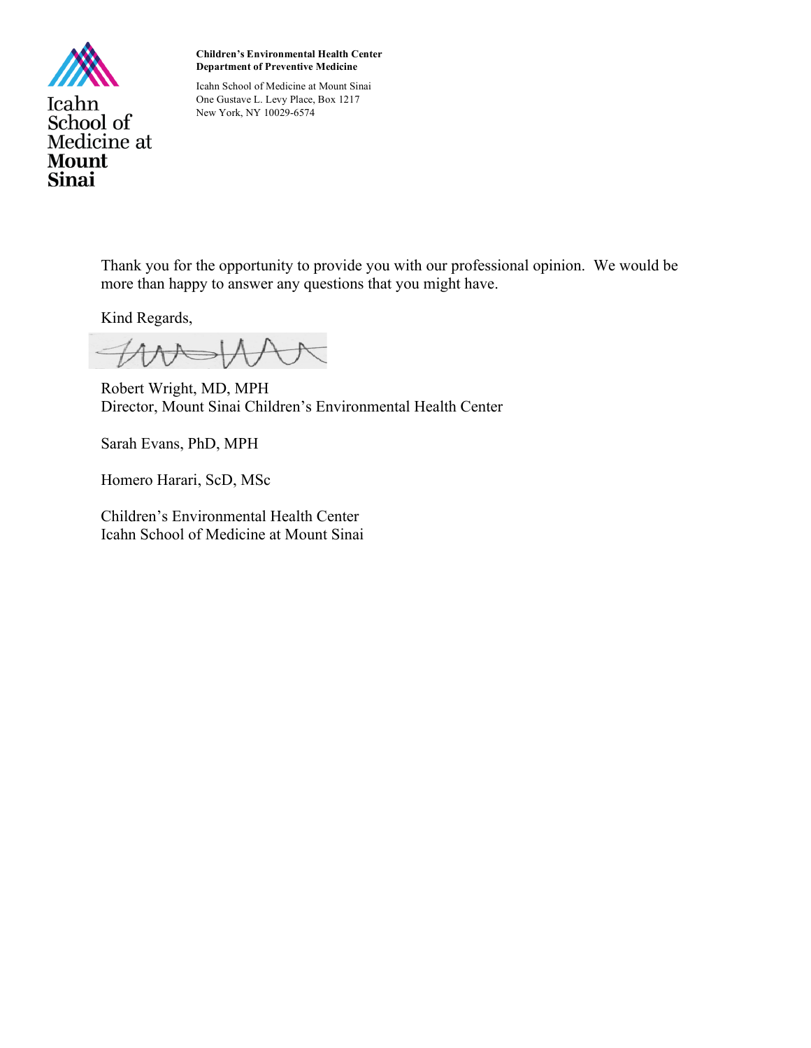**Children's Environmental Health Center**
**Department of Preventive Medicine**

Icahn School of Medicine at Mount Sinai
One Gustave L. Levy Place, Box 1217
New York, NY 10029-6574

Thank you for the opportunity to provide you with our professional opinion. We would be more than happy to answer any questions that you might have.

Kind Regards,

Robert Wright, MD, MPH
Director, Mount Sinai Children's Environmental Health Center

Sarah Evans, PhD, MPH

Homero Harari, ScD, MSc

Children's Environmental Health Center
Icahn School of Medicine at Mount Sinai